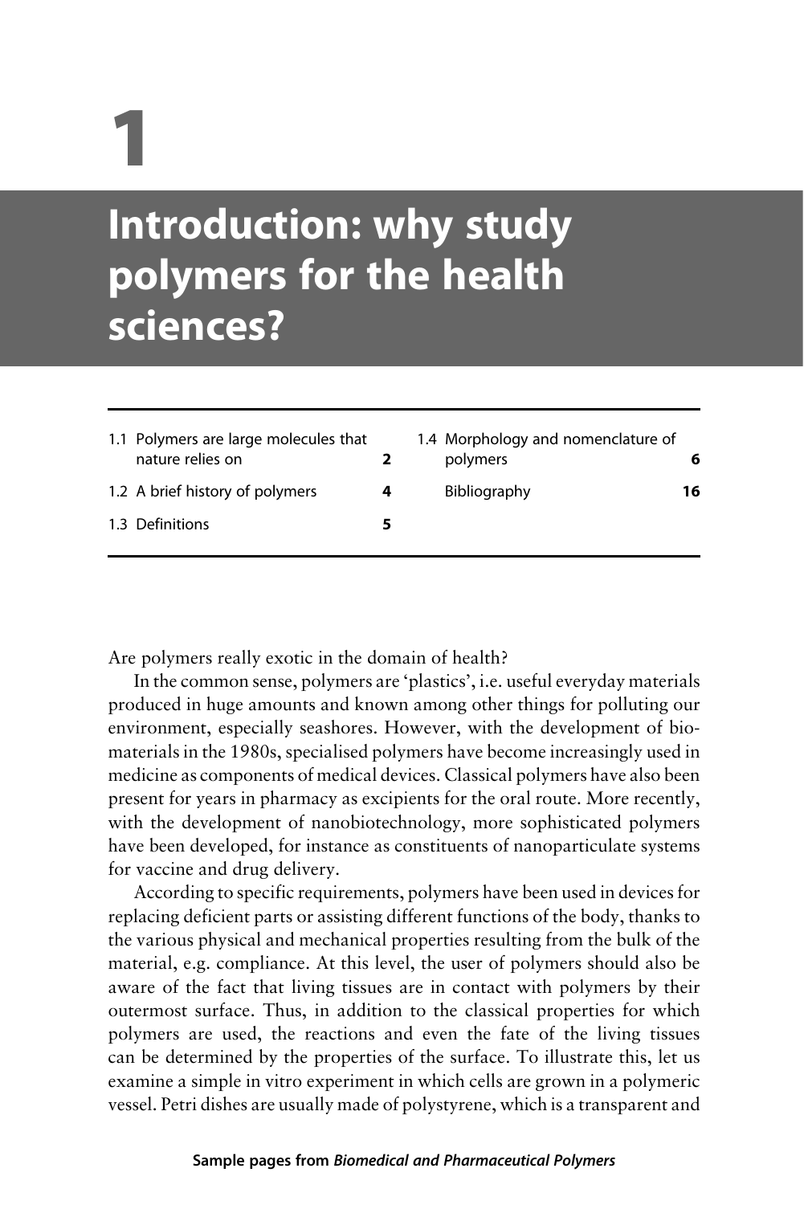# 1

# Introduction: why study polymers for the health sciences?

| | | | |
|---|---|---|---|
| 1.1 Polymers are large molecules that nature relies on | 2 | 1.4 Morphology and nomenclature of polymers | 6 |
| 1.2 A brief history of polymers | 4 | Bibliography | 16 |
| 1.3 Definitions | 5 | | |

Are polymers really exotic in the domain of health?

In the common sense, polymers are 'plastics', i.e. useful everyday materials produced in huge amounts and known among other things for polluting our environment, especially seashores. However, with the development of biomaterials in the 1980s, specialised polymers have become increasingly used in medicine as components of medical devices. Classical polymers have also been present for years in pharmacy as excipients for the oral route. More recently, with the development of nanobiotechnology, more sophisticated polymers have been developed, for instance as constituents of nanoparticulate systems for vaccine and drug delivery.

According to specific requirements, polymers have been used in devices for replacing deficient parts or assisting different functions of the body, thanks to the various physical and mechanical properties resulting from the bulk of the material, e.g. compliance. At this level, the user of polymers should also be aware of the fact that living tissues are in contact with polymers by their outermost surface. Thus, in addition to the classical properties for which polymers are used, the reactions and even the fate of the living tissues can be determined by the properties of the surface. To illustrate this, let us examine a simple in vitro experiment in which cells are grown in a polymeric vessel. Petri dishes are usually made of polystyrene, which is a transparent and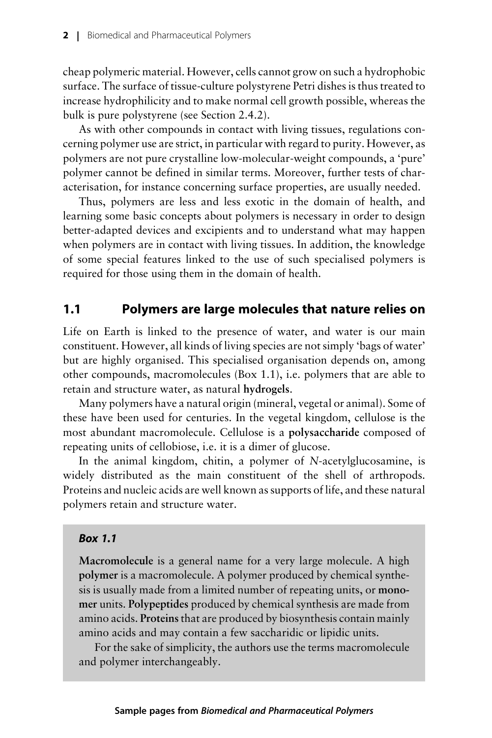cheap polymeric material. However, cells cannot grow on such a hydrophobic surface. The surface of tissue-culture polystyrene Petri dishes is thus treated to increase hydrophilicity and to make normal cell growth possible, whereas the bulk is pure polystyrene (see Section 2.4.2).

As with other compounds in contact with living tissues, regulations concerning polymer use are strict, in particular with regard to purity. However, as polymers are not pure crystalline low-molecular-weight compounds, a 'pure' polymer cannot be defined in similar terms. Moreover, further tests of characterisation, for instance concerning surface properties, are usually needed.

Thus, polymers are less and less exotic in the domain of health, and learning some basic concepts about polymers is necessary in order to design better-adapted devices and excipients and to understand what may happen when polymers are in contact with living tissues. In addition, the knowledge of some special features linked to the use of such specialised polymers is required for those using them in the domain of health.

## 1.1 Polymers are large molecules that nature relies on

Life on Earth is linked to the presence of water, and water is our main constituent. However, all kinds of living species are not simply 'bags of water' but are highly organised. This specialised organisation depends on, among other compounds, macromolecules (Box 1.1), i.e. polymers that are able to retain and structure water, as natural **hydrogels**.

Many polymers have a natural origin (mineral, vegetal or animal). Some of these have been used for centuries. In the vegetal kingdom, cellulose is the most abundant macromolecule. Cellulose is a **polysaccharide** composed of repeating units of cellobiose, i.e. it is a dimer of glucose.

In the animal kingdom, chitin, a polymer of *N*-acetylglucosamine, is widely distributed as the main constituent of the shell of arthropods. Proteins and nucleic acids are well known as supports of life, and these natural polymers retain and structure water.

> ***Box 1.1***
>
> **Macromolecule** is a general name for a very large molecule. A high **polymer** is a macromolecule. A polymer produced by chemical synthesis is usually made from a limited number of repeating units, or **monomer** units. **Polypeptides** produced by chemical synthesis are made from amino acids. **Proteins** that are produced by biosynthesis contain mainly amino acids and may contain a few saccharidic or lipidic units.
>
> For the sake of simplicity, the authors use the terms macromolecule and polymer interchangeably.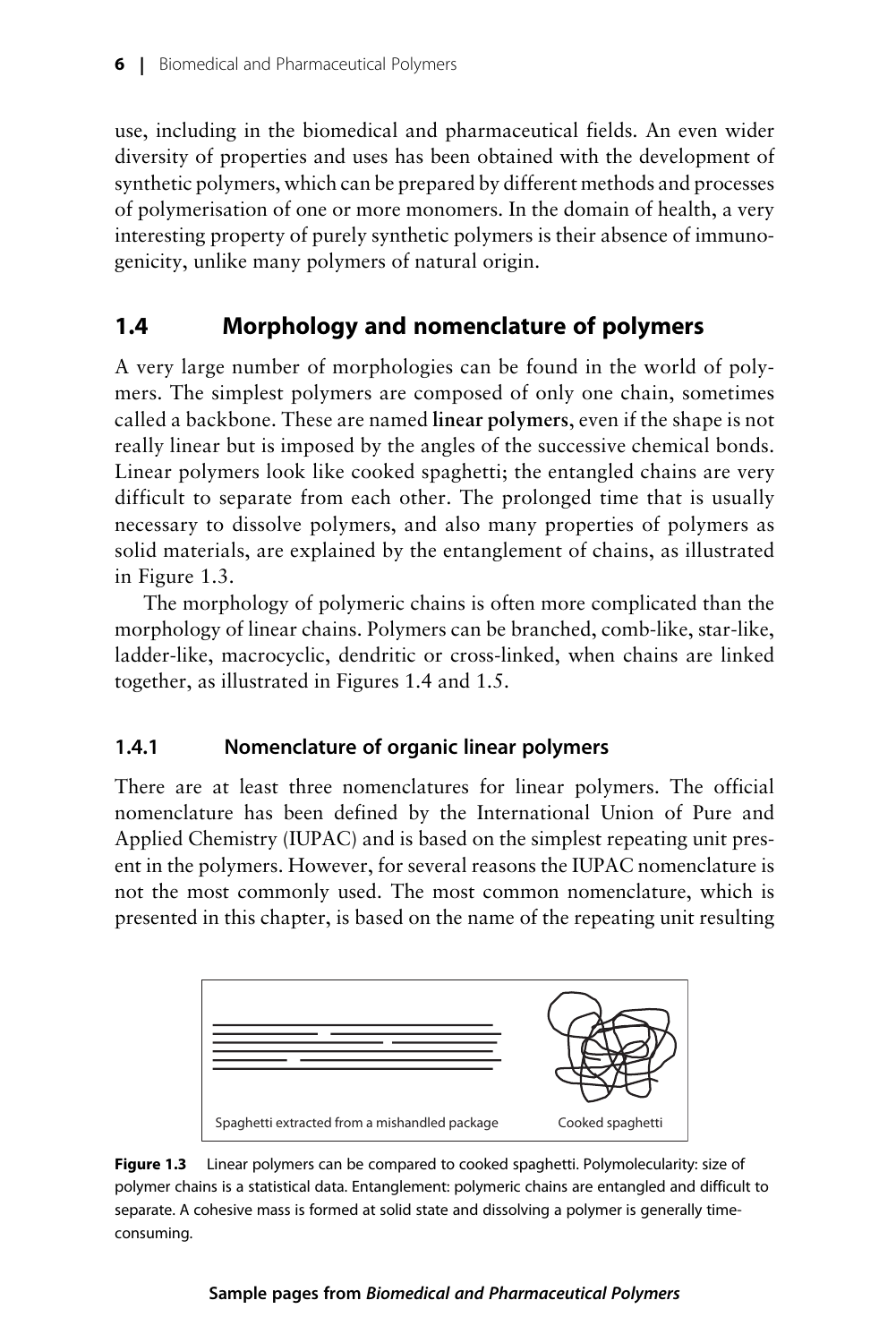use, including in the biomedical and pharmaceutical fields. An even wider diversity of properties and uses has been obtained with the development of synthetic polymers, which can be prepared by different methods and processes of polymerisation of one or more monomers. In the domain of health, a very interesting property of purely synthetic polymers is their absence of immunogenicity, unlike many polymers of natural origin.

## 1.4 Morphology and nomenclature of polymers

A very large number of morphologies can be found in the world of polymers. The simplest polymers are composed of only one chain, sometimes called a backbone. These are named **linear polymers**, even if the shape is not really linear but is imposed by the angles of the successive chemical bonds. Linear polymers look like cooked spaghetti; the entangled chains are very difficult to separate from each other. The prolonged time that is usually necessary to dissolve polymers, and also many properties of polymers as solid materials, are explained by the entanglement of chains, as illustrated in Figure 1.3.

The morphology of polymeric chains is often more complicated than the morphology of linear chains. Polymers can be branched, comb-like, star-like, ladder-like, macrocyclic, dendritic or cross-linked, when chains are linked together, as illustrated in Figures 1.4 and 1.5.

### 1.4.1 Nomenclature of organic linear polymers

There are at least three nomenclatures for linear polymers. The official nomenclature has been defined by the International Union of Pure and Applied Chemistry (IUPAC) and is based on the simplest repeating unit present in the polymers. However, for several reasons the IUPAC nomenclature is not the most commonly used. The most common nomenclature, which is presented in this chapter, is based on the name of the repeating unit resulting

Spaghetti extracted from a mishandled package | Cooked spaghetti

**Figure 1.3** Linear polymers can be compared to cooked spaghetti. Polymolecularity: size of polymer chains is a statistical data. Entanglement: polymeric chains are entangled and difficult to separate. A cohesive mass is formed at solid state and dissolving a polymer is generally time-consuming.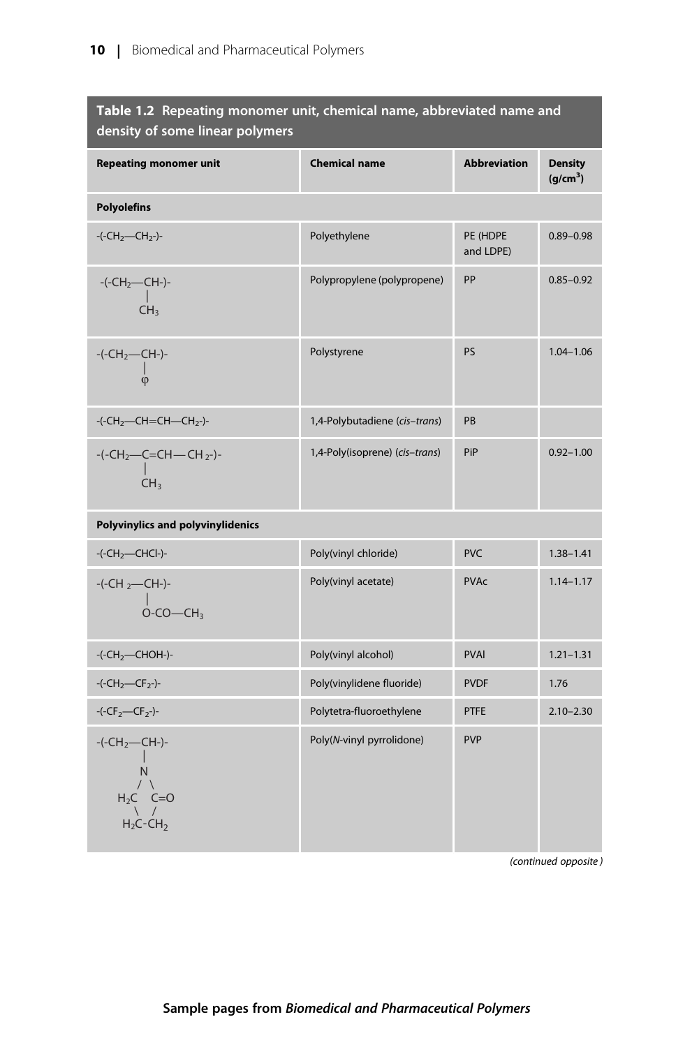**Table 1.2 Repeating monomer unit, chemical name, abbreviated name and density of some linear polymers**

| Repeating monomer unit | Chemical name | Abbreviation | Density ($g/cm^3$) |
|---|---|---|---|
| **Polyolefins** | | | |
| -(-$CH_2$—$CH_2$-)- | Polyethylene | PE (HDPE and LDPE) | 0.89–0.98 |
| -(-$CH_2$—CH-)- with side group $CH_3$ | Polypropylene (polypropene) | PP | 0.85–0.92 |
| -(-$CH_2$—CH-)- with side group φ | Polystyrene | PS | 1.04–1.06 |
| -(-$CH_2$—CH=CH—$CH_2$-)- | 1,4-Polybutadiene (*cis–trans*) | PB | |
| -(-$CH_2$—C=CH—$CH_2$-)- with side group $CH_3$ | 1,4-Poly(isoprene) (*cis–trans*) | PiP | 0.92–1.00 |
| **Polyvinylics and polyvinylidenics** | | | |
| -(-$CH_2$—CHCl-)- | Poly(vinyl chloride) | PVC | 1.38–1.41 |
| -(-$CH_2$—CH-)- with side group O-CO—$CH_3$ | Poly(vinyl acetate) | PVAc | 1.14–1.17 |
| -(-$CH_2$—CHOH-)- | Poly(vinyl alcohol) | PVAl | 1.21–1.31 |
| -(-$CH_2$—$CF_2$-)- | Poly(vinylidene fluoride) | PVDF | 1.76 |
| -(-$CF_2$—$CF_2$-)- | Polytetra-fluoroethylene | PTFE | 2.10–2.30 |
| -(-$CH_2$—CH-)- with side group N (ring: $H_2C$, C=O, $H_2C$-$CH_2$) | Poly(*N*-vinyl pyrrolidone) | PVP | |

*(continued opposite)*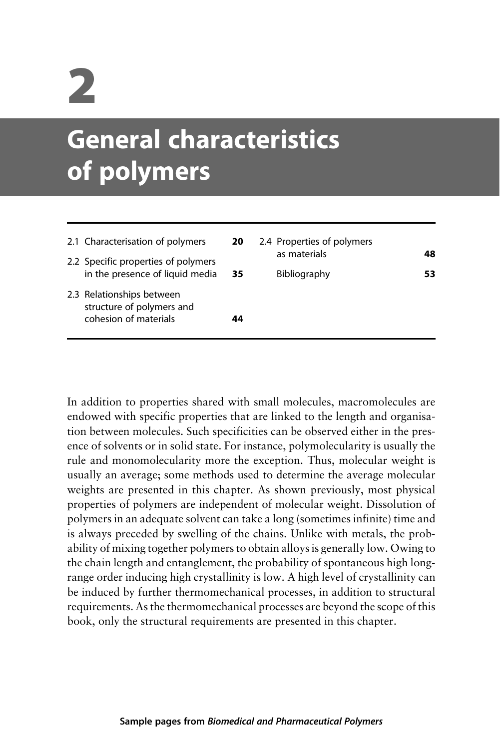# 2

# General characteristics of polymers

| | | | |
|---|---|---|---|
| 2.1 Characterisation of polymers | **20** | 2.4 Properties of polymers as materials | **48** |
| 2.2 Specific properties of polymers in the presence of liquid media | **35** | Bibliography | **53** |
| 2.3 Relationships between structure of polymers and cohesion of materials | **44** | | |

In addition to properties shared with small molecules, macromolecules are endowed with specific properties that are linked to the length and organisation between molecules. Such specificities can be observed either in the presence of solvents or in solid state. For instance, polymolecularity is usually the rule and monomolecularity more the exception. Thus, molecular weight is usually an average; some methods used to determine the average molecular weights are presented in this chapter. As shown previously, most physical properties of polymers are independent of molecular weight. Dissolution of polymers in an adequate solvent can take a long (sometimes infinite) time and is always preceded by swelling of the chains. Unlike with metals, the probability of mixing together polymers to obtain alloys is generally low. Owing to the chain length and entanglement, the probability of spontaneous high long-range order inducing high crystallinity is low. A high level of crystallinity can be induced by further thermomechanical processes, in addition to structural requirements. As the thermomechanical processes are beyond the scope of this book, only the structural requirements are presented in this chapter.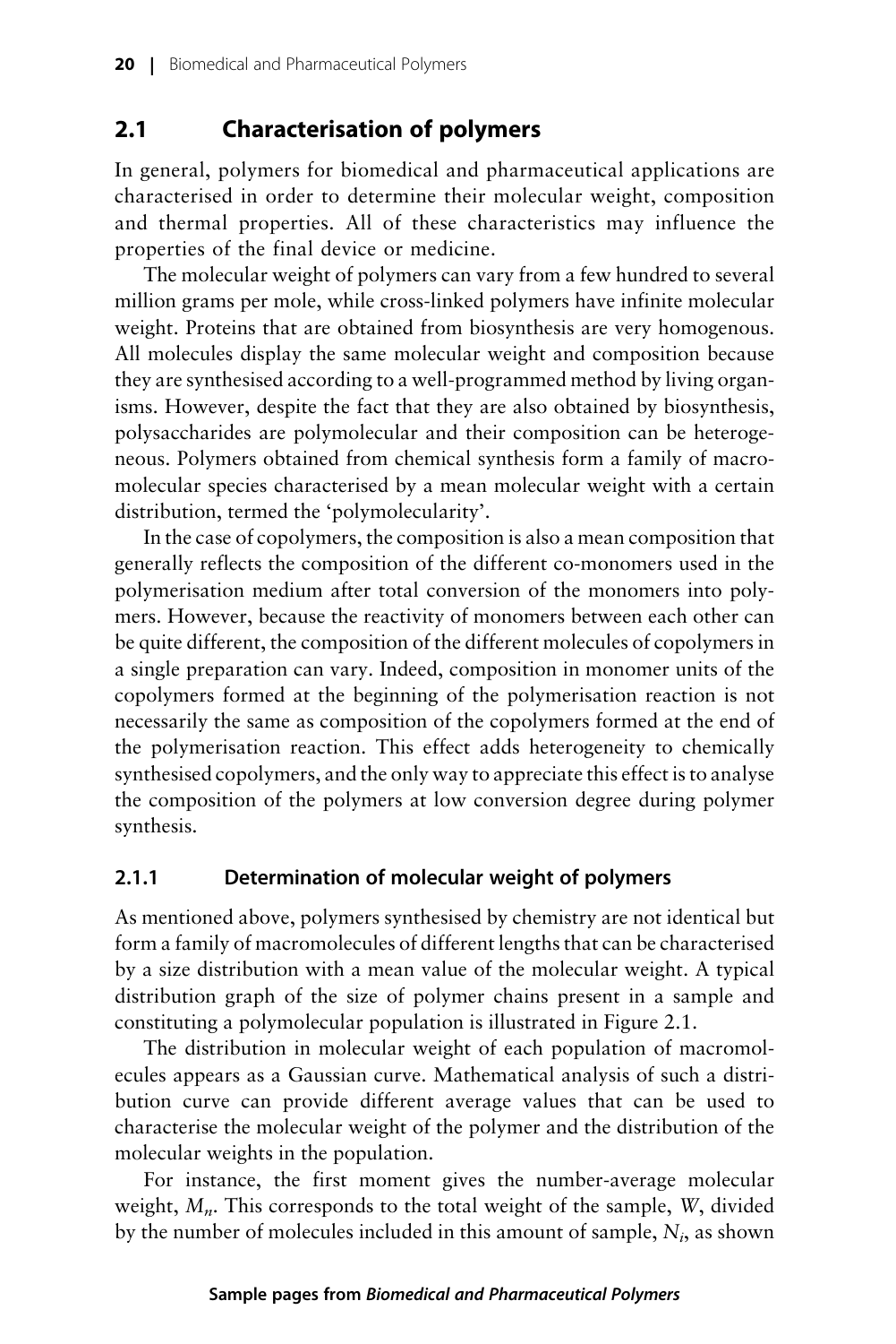## 2.1 Characterisation of polymers

In general, polymers for biomedical and pharmaceutical applications are characterised in order to determine their molecular weight, composition and thermal properties. All of these characteristics may influence the properties of the final device or medicine.

The molecular weight of polymers can vary from a few hundred to several million grams per mole, while cross-linked polymers have infinite molecular weight. Proteins that are obtained from biosynthesis are very homogenous. All molecules display the same molecular weight and composition because they are synthesised according to a well-programmed method by living organisms. However, despite the fact that they are also obtained by biosynthesis, polysaccharides are polymolecular and their composition can be heterogeneous. Polymers obtained from chemical synthesis form a family of macromolecular species characterised by a mean molecular weight with a certain distribution, termed the 'polymolecularity'.

In the case of copolymers, the composition is also a mean composition that generally reflects the composition of the different co-monomers used in the polymerisation medium after total conversion of the monomers into polymers. However, because the reactivity of monomers between each other can be quite different, the composition of the different molecules of copolymers in a single preparation can vary. Indeed, composition in monomer units of the copolymers formed at the beginning of the polymerisation reaction is not necessarily the same as composition of the copolymers formed at the end of the polymerisation reaction. This effect adds heterogeneity to chemically synthesised copolymers, and the only way to appreciate this effect is to analyse the composition of the polymers at low conversion degree during polymer synthesis.

### 2.1.1 Determination of molecular weight of polymers

As mentioned above, polymers synthesised by chemistry are not identical but form a family of macromolecules of different lengths that can be characterised by a size distribution with a mean value of the molecular weight. A typical distribution graph of the size of polymer chains present in a sample and constituting a polymolecular population is illustrated in Figure 2.1.

The distribution in molecular weight of each population of macromolecules appears as a Gaussian curve. Mathematical analysis of such a distribution curve can provide different average values that can be used to characterise the molecular weight of the polymer and the distribution of the molecular weights in the population.

For instance, the first moment gives the number-average molecular weight, $M_n$. This corresponds to the total weight of the sample, $W$, divided by the number of molecules included in this amount of sample, $N_i$, as shown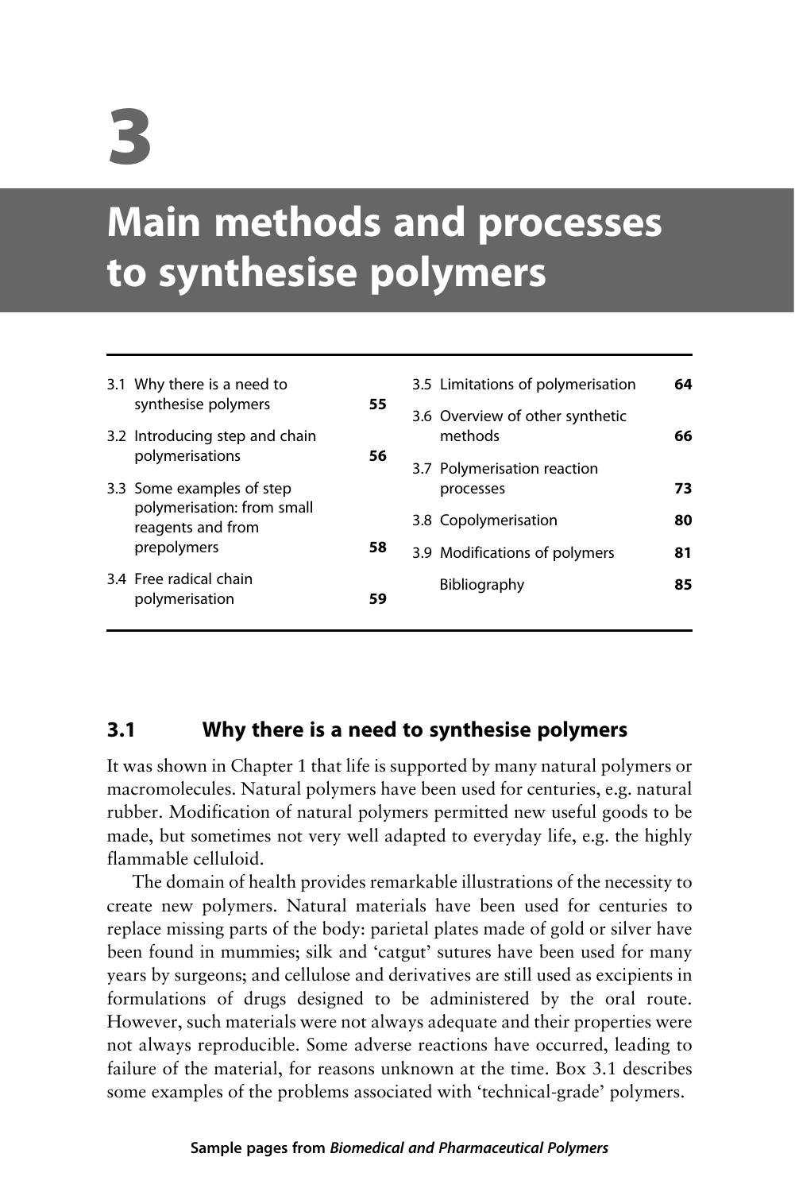# 3

# Main methods and processes to synthesise polymers

| | | | |
|---|---|---|---|
| 3.1 Why there is a need to synthesise polymers | 55 | 3.5 Limitations of polymerisation | 64 |
| 3.2 Introducing step and chain polymerisations | 56 | 3.6 Overview of other synthetic methods | 66 |
| 3.3 Some examples of step polymerisation: from small reagents and from prepolymers | 58 | 3.7 Polymerisation reaction processes | 73 |
| 3.4 Free radical chain polymerisation | 59 | 3.8 Copolymerisation | 80 |
| | | 3.9 Modifications of polymers | 81 |
| | | Bibliography | 85 |

## 3.1 Why there is a need to synthesise polymers

It was shown in Chapter 1 that life is supported by many natural polymers or macromolecules. Natural polymers have been used for centuries, e.g. natural rubber. Modification of natural polymers permitted new useful goods to be made, but sometimes not very well adapted to everyday life, e.g. the highly flammable celluloid.

The domain of health provides remarkable illustrations of the necessity to create new polymers. Natural materials have been used for centuries to replace missing parts of the body: parietal plates made of gold or silver have been found in mummies; silk and 'catgut' sutures have been used for many years by surgeons; and cellulose and derivatives are still used as excipients in formulations of drugs designed to be administered by the oral route. However, such materials were not always adequate and their properties were not always reproducible. Some adverse reactions have occurred, leading to failure of the material, for reasons unknown at the time. Box 3.1 describes some examples of the problems associated with 'technical-grade' polymers.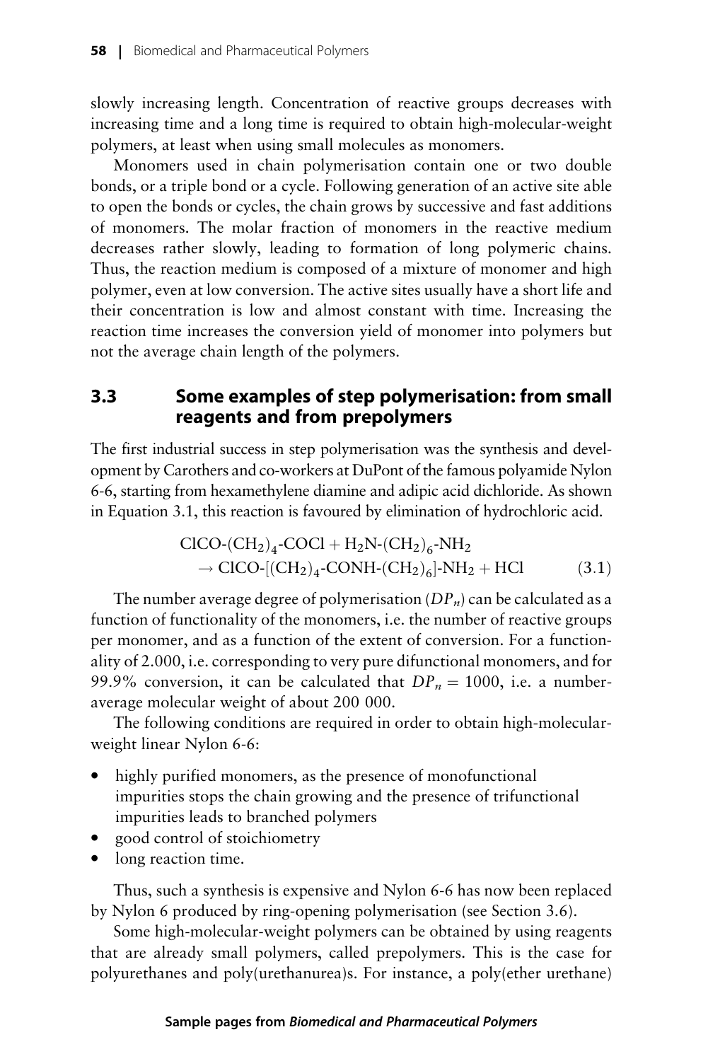slowly increasing length. Concentration of reactive groups decreases with increasing time and a long time is required to obtain high-molecular-weight polymers, at least when using small molecules as monomers.

Monomers used in chain polymerisation contain one or two double bonds, or a triple bond or a cycle. Following generation of an active site able to open the bonds or cycles, the chain grows by successive and fast additions of monomers. The molar fraction of monomers in the reactive medium decreases rather slowly, leading to formation of long polymeric chains. Thus, the reaction medium is composed of a mixture of monomer and high polymer, even at low conversion. The active sites usually have a short life and their concentration is low and almost constant with time. Increasing the reaction time increases the conversion yield of monomer into polymers but not the average chain length of the polymers.

## 3.3 Some examples of step polymerisation: from small reagents and from prepolymers

The first industrial success in step polymerisation was the synthesis and development by Carothers and co-workers at DuPont of the famous polyamide Nylon 6-6, starting from hexamethylene diamine and adipic acid dichloride. As shown in Equation 3.1, this reaction is favoured by elimination of hydrochloric acid.

$$\begin{aligned} &\text{ClCO-(CH}_2)_4\text{-COCl} + \text{H}_2\text{N-(CH}_2)_6\text{-NH}_2 \\ &\quad \rightarrow \text{ClCO-[(CH}_2)_4\text{-CONH-(CH}_2)_6]\text{-NH}_2 + \text{HCl} \end{aligned} \tag{3.1}$$

The number average degree of polymerisation ($DP_n$) can be calculated as a function of functionality of the monomers, i.e. the number of reactive groups per monomer, and as a function of the extent of conversion. For a functionality of 2.000, i.e. corresponding to very pure difunctional monomers, and for 99.9% conversion, it can be calculated that $DP_n = 1000$, i.e. a number-average molecular weight of about 200 000.

The following conditions are required in order to obtain high-molecular-weight linear Nylon 6-6:

- highly purified monomers, as the presence of monofunctional impurities stops the chain growing and the presence of trifunctional impurities leads to branched polymers
- good control of stoichiometry
- long reaction time.

Thus, such a synthesis is expensive and Nylon 6-6 has now been replaced by Nylon 6 produced by ring-opening polymerisation (see Section 3.6).

Some high-molecular-weight polymers can be obtained by using reagents that are already small polymers, called prepolymers. This is the case for polyurethanes and poly(urethanurea)s. For instance, a poly(ether urethane)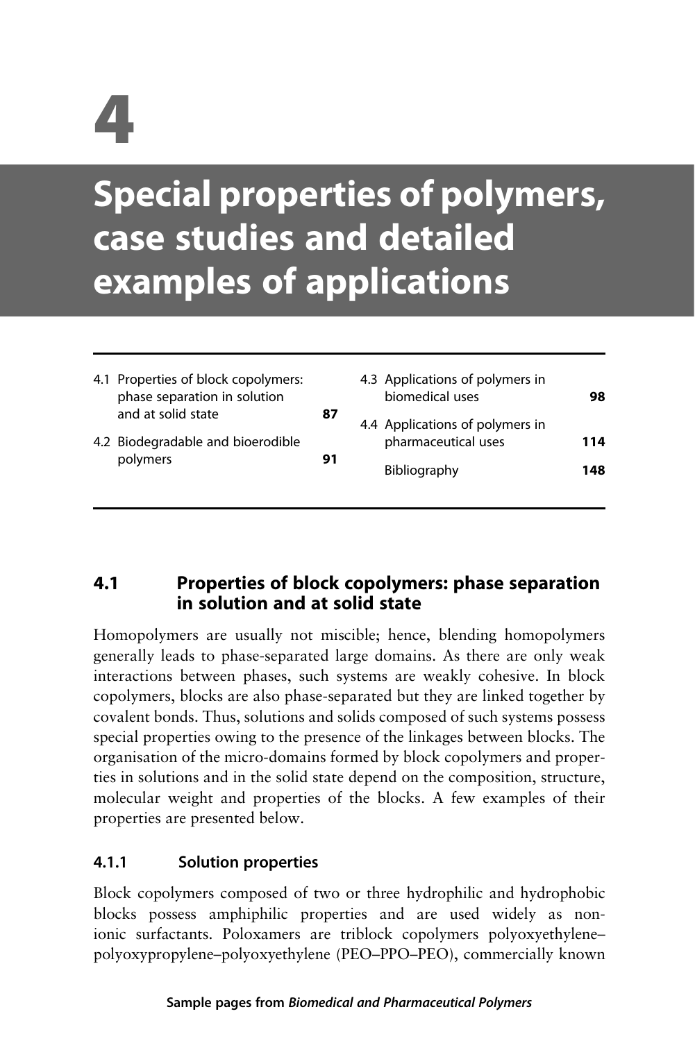# 4

# Special properties of polymers, case studies and detailed examples of applications

| | | | |
|---|---|---|---|
| 4.1 Properties of block copolymers: phase separation in solution and at solid state | 87 | 4.3 Applications of polymers in biomedical uses | 98 |
| 4.2 Biodegradable and bioerodible polymers | 91 | 4.4 Applications of polymers in pharmaceutical uses | 114 |
| | | Bibliography | 148 |

## 4.1 Properties of block copolymers: phase separation in solution and at solid state

Homopolymers are usually not miscible; hence, blending homopolymers generally leads to phase-separated large domains. As there are only weak interactions between phases, such systems are weakly cohesive. In block copolymers, blocks are also phase-separated but they are linked together by covalent bonds. Thus, solutions and solids composed of such systems possess special properties owing to the presence of the linkages between blocks. The organisation of the micro-domains formed by block copolymers and properties in solutions and in the solid state depend on the composition, structure, molecular weight and properties of the blocks. A few examples of their properties are presented below.

### 4.1.1 Solution properties

Block copolymers composed of two or three hydrophilic and hydrophobic blocks possess amphiphilic properties and are used widely as non-ionic surfactants. Poloxamers are triblock copolymers polyoxyethylene–polyoxypropylene–polyoxyethylene (PEO–PPO–PEO), commercially known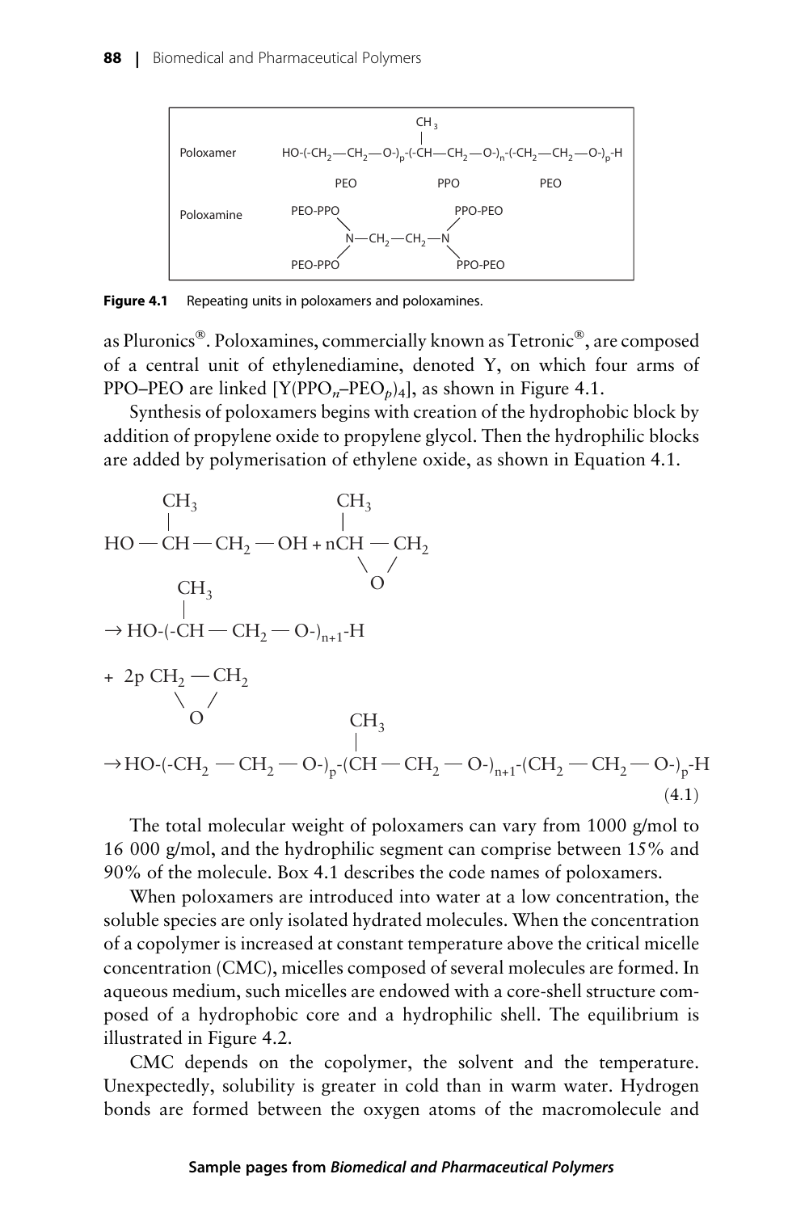| | |
|---|---|
| Poloxamer | $HO\text{-}(\text{-}CH_2\text{—}CH_2\text{—}O\text{-})_p\text{-}(\text{-}CH(CH_3)\text{—}CH_2\text{—}O\text{-})_n\text{-}(\text{-}CH_2\text{—}CH_2\text{—}O\text{-})_p\text{-}H$ |
| | PEO &nbsp;&nbsp; PPO &nbsp;&nbsp; PEO |
| Poloxamine | (PEO-PPO)(PEO-PPO)N—$CH_2$—$CH_2$—N(PPO-PEO)(PPO-PEO) |

**Figure 4.1** Repeating units in poloxamers and poloxamines.

as Pluronics®. Poloxamines, commercially known as Tetronic®, are composed of a central unit of ethylenediamine, denoted Y, on which four arms of PPO–PEO are linked [$Y(PPO_n\text{–}PEO_p)_4$], as shown in Figure 4.1.

Synthesis of poloxamers begins with creation of the hydrophobic block by addition of propylene oxide to propylene glycol. Then the hydrophilic blocks are added by polymerisation of ethylene oxide, as shown in Equation 4.1.

$$
\begin{aligned}
&HO - CH(CH_3) - CH_2 - OH + n\,\underset{\diagdown O \diagup}{CH(CH_3) - CH_2} \\
&\rightarrow HO\text{-}(\text{-}CH(CH_3) - CH_2 - O\text{-})_{n+1}\text{-}H \\
&+ 2p\,\underset{\diagdown O \diagup}{CH_2 - CH_2} \\
&\rightarrow HO\text{-}(\text{-}CH_2 - CH_2 - O\text{-})_p\text{-}(CH(CH_3) - CH_2 - O\text{-})_{n+1}\text{-}(CH_2 - CH_2 - O\text{-})_p\text{-}H
\end{aligned}
\tag{4.1}
$$

The total molecular weight of poloxamers can vary from 1000 g/mol to 16 000 g/mol, and the hydrophilic segment can comprise between 15% and 90% of the molecule. Box 4.1 describes the code names of poloxamers.

When poloxamers are introduced into water at a low concentration, the soluble species are only isolated hydrated molecules. When the concentration of a copolymer is increased at constant temperature above the critical micelle concentration (CMC), micelles composed of several molecules are formed. In aqueous medium, such micelles are endowed with a core-shell structure composed of a hydrophobic core and a hydrophilic shell. The equilibrium is illustrated in Figure 4.2.

CMC depends on the copolymer, the solvent and the temperature. Unexpectedly, solubility is greater in cold than in warm water. Hydrogen bonds are formed between the oxygen atoms of the macromolecule and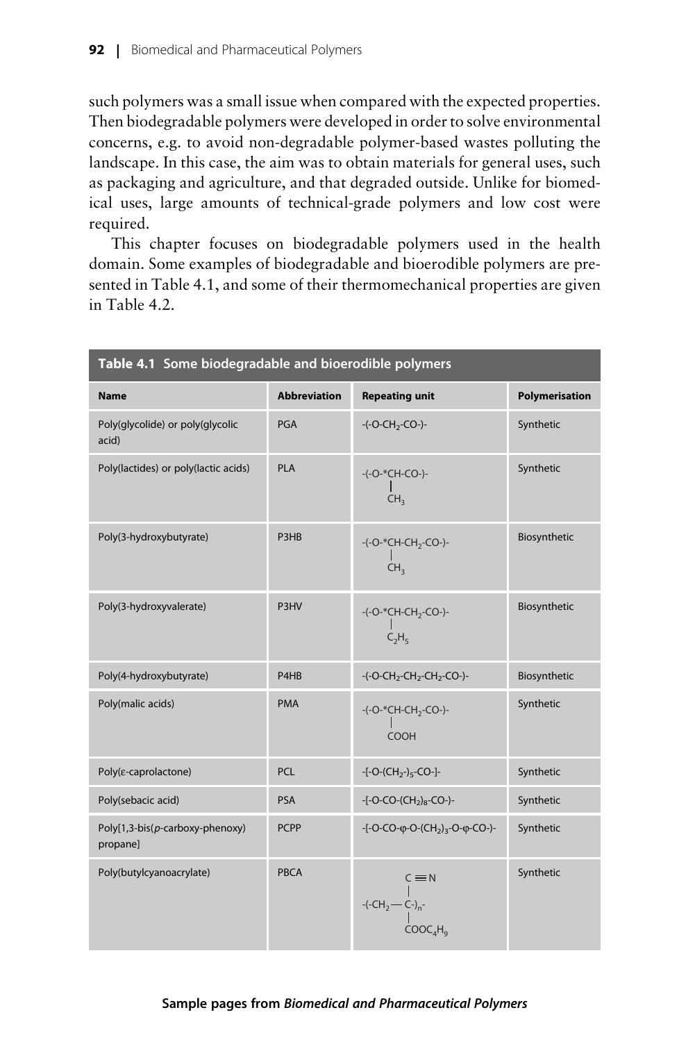such polymers was a small issue when compared with the expected properties. Then biodegradable polymers were developed in order to solve environmental concerns, e.g. to avoid non-degradable polymer-based wastes polluting the landscape. In this case, the aim was to obtain materials for general uses, such as packaging and agriculture, and that degraded outside. Unlike for biomedical uses, large amounts of technical-grade polymers and low cost were required.

This chapter focuses on biodegradable polymers used in the health domain. Some examples of biodegradable and bioerodible polymers are presented in Table 4.1, and some of their thermomechanical properties are given in Table 4.2.

**Table 4.1 Some biodegradable and bioerodible polymers**

| Name | Abbreviation | Repeating unit | Polymerisation |
|---|---|---|---|
| Poly(glycolide) or poly(glycolic acid) | PGA | -(-O-$CH_2$-CO-)- | Synthetic |
| Poly(lactides) or poly(lactic acids) | PLA | -(-O-*CH-CO-)- with $CH_3$ on *CH | Synthetic |
| Poly(3-hydroxybutyrate) | P3HB | -(-O-*CH-$CH_2$-CO-)- with $CH_3$ on *CH | Biosynthetic |
| Poly(3-hydroxyvalerate) | P3HV | -(-O-*CH-$CH_2$-CO-)- with $C_2H_5$ on *CH | Biosynthetic |
| Poly(4-hydroxybutyrate) | P4HB | -(-O-$CH_2$-$CH_2$-$CH_2$-CO-)- | Biosynthetic |
| Poly(malic acids) | PMA | -(-O-*CH-$CH_2$-CO-)- with COOH on *CH | Synthetic |
| Poly(ε-caprolactone) | PCL | -[-O-$(CH_2\text{-})_5$-CO-]- | Synthetic |
| Poly(sebacic acid) | PSA | -[-O-CO-$(CH_2)_8$-CO-)- | Synthetic |
| Poly[1,3-bis(*p*-carboxy-phenoxy) propane] | PCPP | -[-O-CO-φ-O-$(CH_2)_3$-O-φ-CO-)- | Synthetic |
| Poly(butylcyanoacrylate) | PBCA | -(-$CH_2$—C-$)_n$- with C≡N and $COOC_4H_9$ on C | Synthetic |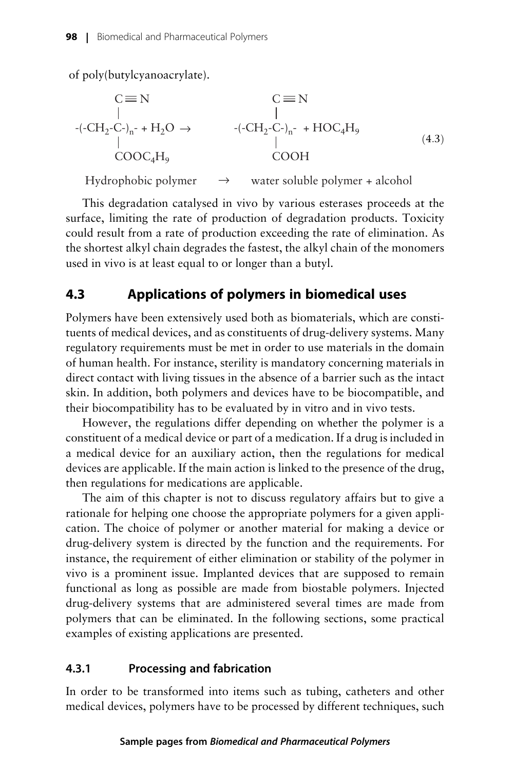of poly(butylcyanoacrylate).

$$
\begin{array}{ccc}
\begin{array}{c} C\equiv N \\ | \\ \text{-(-}CH_2\text{-}C\text{-)}_n\text{-} + H_2O \\ | \\ COOC_4H_9 \end{array} & \rightarrow & \begin{array}{c} C\equiv N \\ | \\ \text{-(-}CH_2\text{-}C\text{-)}_n\text{-} + HOC_4H_9 \\ | \\ COOH \end{array}
\end{array}
\tag{4.3}
$$

Hydrophobic polymer → water soluble polymer + alcohol

This degradation catalysed in vivo by various esterases proceeds at the surface, limiting the rate of production of degradation products. Toxicity could result from a rate of production exceeding the rate of elimination. As the shortest alkyl chain degrades the fastest, the alkyl chain of the monomers used in vivo is at least equal to or longer than a butyl.

## 4.3 Applications of polymers in biomedical uses

Polymers have been extensively used both as biomaterials, which are constituents of medical devices, and as constituents of drug-delivery systems. Many regulatory requirements must be met in order to use materials in the domain of human health. For instance, sterility is mandatory concerning materials in direct contact with living tissues in the absence of a barrier such as the intact skin. In addition, both polymers and devices have to be biocompatible, and their biocompatibility has to be evaluated by in vitro and in vivo tests.

However, the regulations differ depending on whether the polymer is a constituent of a medical device or part of a medication. If a drug is included in a medical device for an auxiliary action, then the regulations for medical devices are applicable. If the main action is linked to the presence of the drug, then regulations for medications are applicable.

The aim of this chapter is not to discuss regulatory affairs but to give a rationale for helping one choose the appropriate polymers for a given application. The choice of polymer or another material for making a device or drug-delivery system is directed by the function and the requirements. For instance, the requirement of either elimination or stability of the polymer in vivo is a prominent issue. Implanted devices that are supposed to remain functional as long as possible are made from biostable polymers. Injected drug-delivery systems that are administered several times are made from polymers that can be eliminated. In the following sections, some practical examples of existing applications are presented.

### 4.3.1 Processing and fabrication

In order to be transformed into items such as tubing, catheters and other medical devices, polymers have to be processed by different techniques, such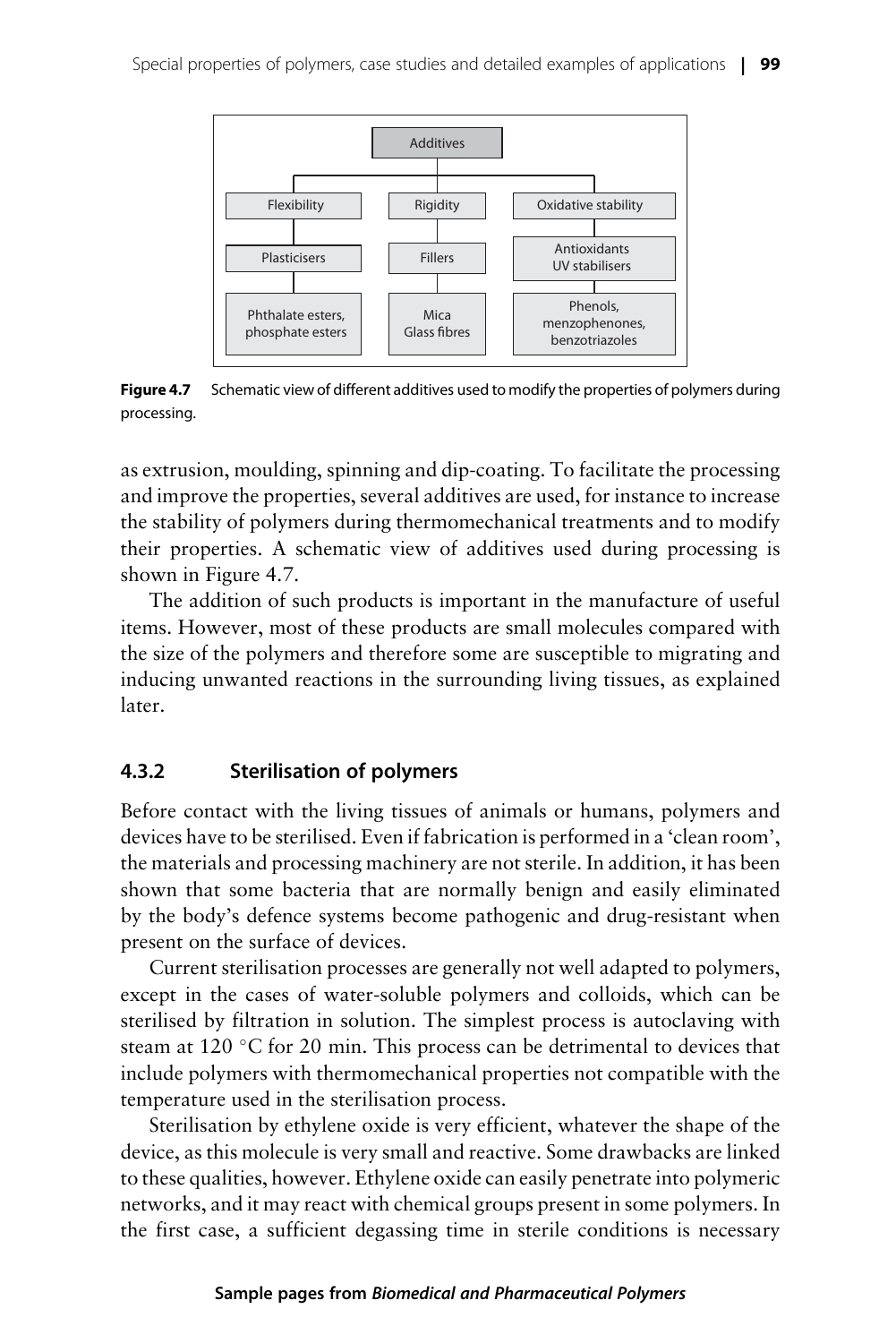- Additives
  - Flexibility
    - Plasticisers
      - Phthalate esters, phosphate esters
  - Rigidity
    - Fillers
      - Mica, Glass fibres
  - Oxidative stability
    - Antioxidants, UV stabilisers
      - Phenols, menzophenones, benzotriazoles

**Figure 4.7** Schematic view of different additives used to modify the properties of polymers during processing.

as extrusion, moulding, spinning and dip-coating. To facilitate the processing and improve the properties, several additives are used, for instance to increase the stability of polymers during thermomechanical treatments and to modify their properties. A schematic view of additives used during processing is shown in Figure 4.7.

The addition of such products is important in the manufacture of useful items. However, most of these products are small molecules compared with the size of the polymers and therefore some are susceptible to migrating and inducing unwanted reactions in the surrounding living tissues, as explained later.

### 4.3.2 Sterilisation of polymers

Before contact with the living tissues of animals or humans, polymers and devices have to be sterilised. Even if fabrication is performed in a 'clean room', the materials and processing machinery are not sterile. In addition, it has been shown that some bacteria that are normally benign and easily eliminated by the body's defence systems become pathogenic and drug-resistant when present on the surface of devices.

Current sterilisation processes are generally not well adapted to polymers, except in the cases of water-soluble polymers and colloids, which can be sterilised by filtration in solution. The simplest process is autoclaving with steam at 120 °C for 20 min. This process can be detrimental to devices that include polymers with thermomechanical properties not compatible with the temperature used in the sterilisation process.

Sterilisation by ethylene oxide is very efficient, whatever the shape of the device, as this molecule is very small and reactive. Some drawbacks are linked to these qualities, however. Ethylene oxide can easily penetrate into polymeric networks, and it may react with chemical groups present in some polymers. In the first case, a sufficient degassing time in sterile conditions is necessary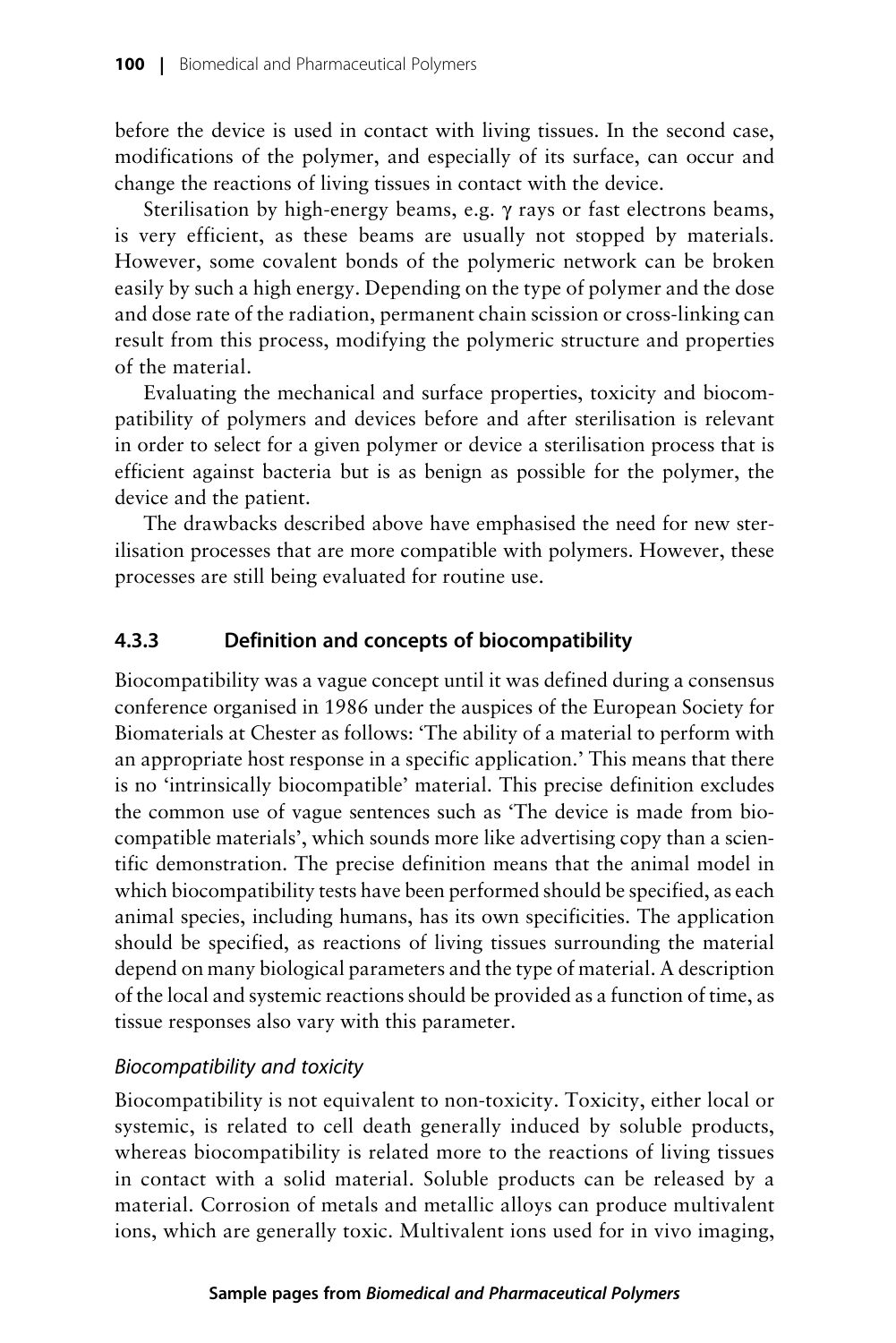before the device is used in contact with living tissues. In the second case, modifications of the polymer, and especially of its surface, can occur and change the reactions of living tissues in contact with the device.

Sterilisation by high-energy beams, e.g. $\gamma$ rays or fast electrons beams, is very efficient, as these beams are usually not stopped by materials. However, some covalent bonds of the polymeric network can be broken easily by such a high energy. Depending on the type of polymer and the dose and dose rate of the radiation, permanent chain scission or cross-linking can result from this process, modifying the polymeric structure and properties of the material.

Evaluating the mechanical and surface properties, toxicity and biocompatibility of polymers and devices before and after sterilisation is relevant in order to select for a given polymer or device a sterilisation process that is efficient against bacteria but is as benign as possible for the polymer, the device and the patient.

The drawbacks described above have emphasised the need for new sterilisation processes that are more compatible with polymers. However, these processes are still being evaluated for routine use.

### 4.3.3 Definition and concepts of biocompatibility

Biocompatibility was a vague concept until it was defined during a consensus conference organised in 1986 under the auspices of the European Society for Biomaterials at Chester as follows: 'The ability of a material to perform with an appropriate host response in a specific application.' This means that there is no 'intrinsically biocompatible' material. This precise definition excludes the common use of vague sentences such as 'The device is made from biocompatible materials', which sounds more like advertising copy than a scientific demonstration. The precise definition means that the animal model in which biocompatibility tests have been performed should be specified, as each animal species, including humans, has its own specificities. The application should be specified, as reactions of living tissues surrounding the material depend on many biological parameters and the type of material. A description of the local and systemic reactions should be provided as a function of time, as tissue responses also vary with this parameter.

#### *Biocompatibility and toxicity*

Biocompatibility is not equivalent to non-toxicity. Toxicity, either local or systemic, is related to cell death generally induced by soluble products, whereas biocompatibility is related more to the reactions of living tissues in contact with a solid material. Soluble products can be released by a material. Corrosion of metals and metallic alloys can produce multivalent ions, which are generally toxic. Multivalent ions used for in vivo imaging,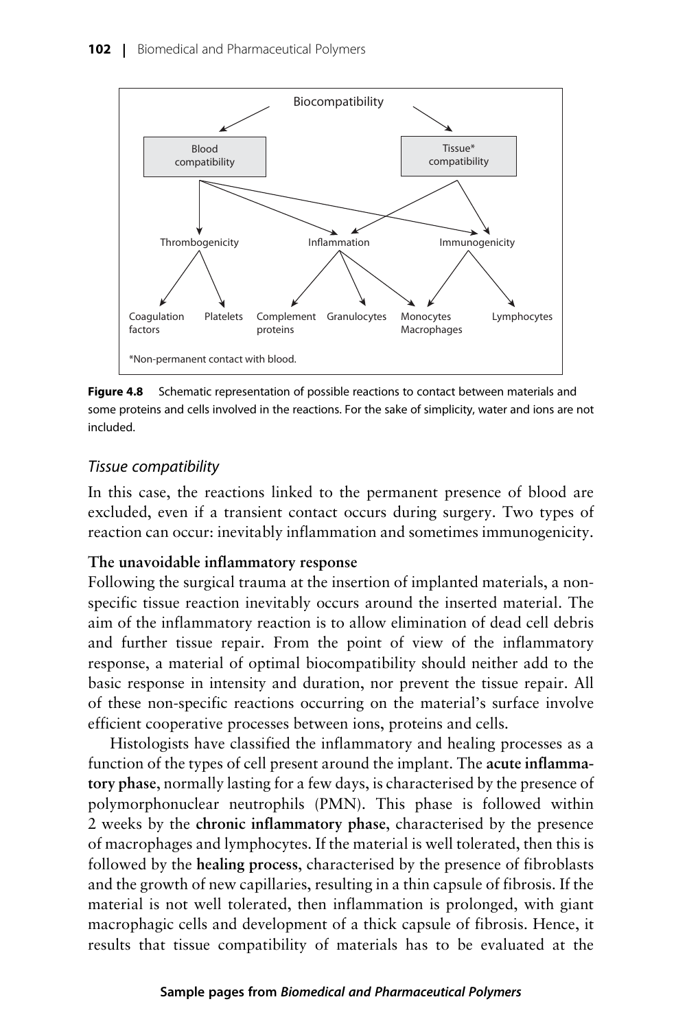Biocompatibility

Blood compatibility

Tissue* compatibility

Thrombogenicity

Inflammation

Immunogenicity

Coagulation factors

Platelets

Complement proteins

Granulocytes

Monocytes Macrophages

Lymphocytes

*Non-permanent contact with blood.

**Figure 4.8** Schematic representation of possible reactions to contact between materials and some proteins and cells involved in the reactions. For the sake of simplicity, water and ions are not included.

### *Tissue compatibility*

In this case, the reactions linked to the permanent presence of blood are excluded, even if a transient contact occurs during surgery. Two types of reaction can occur: inevitably inflammation and sometimes immunogenicity.

#### The unavoidable inflammatory response

Following the surgical trauma at the insertion of implanted materials, a non-specific tissue reaction inevitably occurs around the inserted material. The aim of the inflammatory reaction is to allow elimination of dead cell debris and further tissue repair. From the point of view of the inflammatory response, a material of optimal biocompatibility should neither add to the basic response in intensity and duration, nor prevent the tissue repair. All of these non-specific reactions occurring on the material's surface involve efficient cooperative processes between ions, proteins and cells.

Histologists have classified the inflammatory and healing processes as a function of the types of cell present around the implant. The **acute inflammatory phase**, normally lasting for a few days, is characterised by the presence of polymorphonuclear neutrophils (PMN). This phase is followed within 2 weeks by the **chronic inflammatory phase**, characterised by the presence of macrophages and lymphocytes. If the material is well tolerated, then this is followed by the **healing process**, characterised by the presence of fibroblasts and the growth of new capillaries, resulting in a thin capsule of fibrosis. If the material is not well tolerated, then inflammation is prolonged, with giant macrophagic cells and development of a thick capsule of fibrosis. Hence, it results that tissue compatibility of materials has to be evaluated at the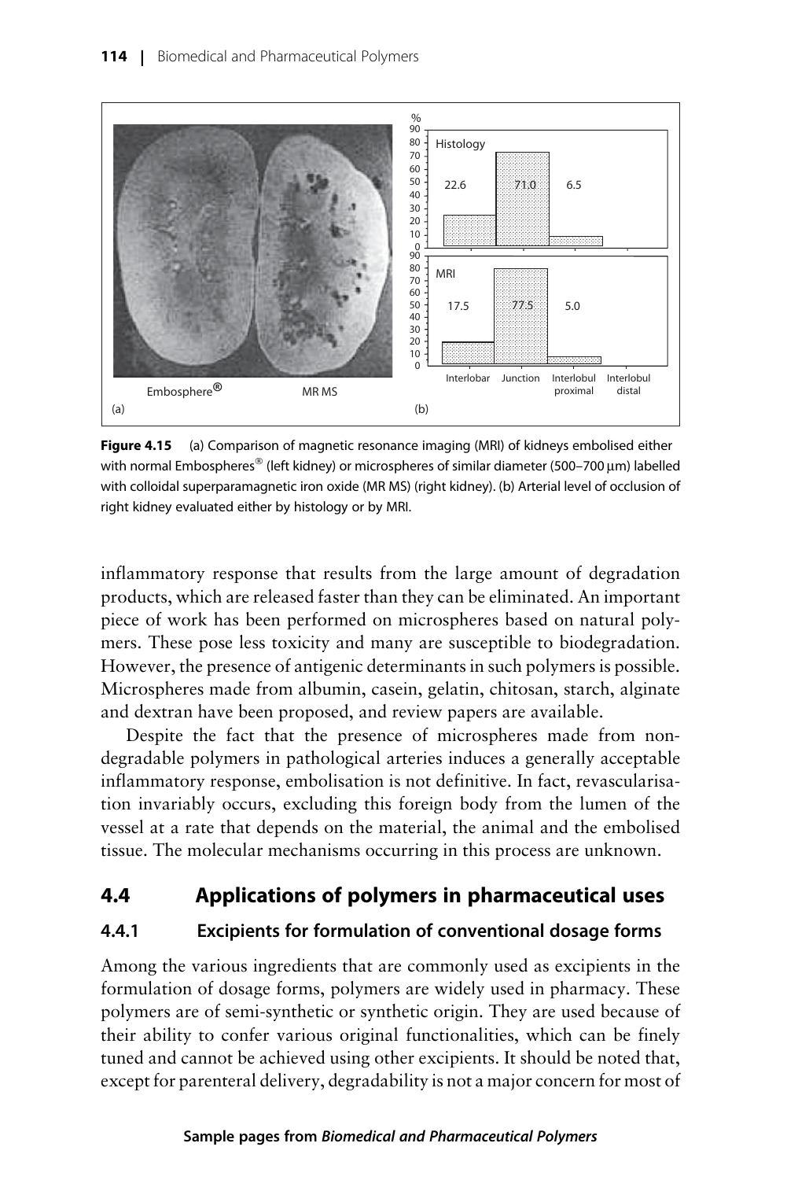**Figure 4.15** (a) Comparison of magnetic resonance imaging (MRI) of kidneys embolised either with normal Embospheres® (left kidney) or microspheres of similar diameter (500–700 μm) labelled with colloidal superparamagnetic iron oxide (MR MS) (right kidney). (b) Arterial level of occlusion of right kidney evaluated either by histology or by MRI.

inflammatory response that results from the large amount of degradation products, which are released faster than they can be eliminated. An important piece of work has been performed on microspheres based on natural polymers. These pose less toxicity and many are susceptible to biodegradation. However, the presence of antigenic determinants in such polymers is possible. Microspheres made from albumin, casein, gelatin, chitosan, starch, alginate and dextran have been proposed, and review papers are available.

Despite the fact that the presence of microspheres made from non-degradable polymers in pathological arteries induces a generally acceptable inflammatory response, embolisation is not definitive. In fact, revascularisation invariably occurs, excluding this foreign body from the lumen of the vessel at a rate that depends on the material, the animal and the embolised tissue. The molecular mechanisms occurring in this process are unknown.

## 4.4 Applications of polymers in pharmaceutical uses

### 4.4.1 Excipients for formulation of conventional dosage forms

Among the various ingredients that are commonly used as excipients in the formulation of dosage forms, polymers are widely used in pharmacy. These polymers are of semi-synthetic or synthetic origin. They are used because of their ability to confer various original functionalities, which can be finely tuned and cannot be achieved using other excipients. It should be noted that, except for parenteral delivery, degradability is not a major concern for most of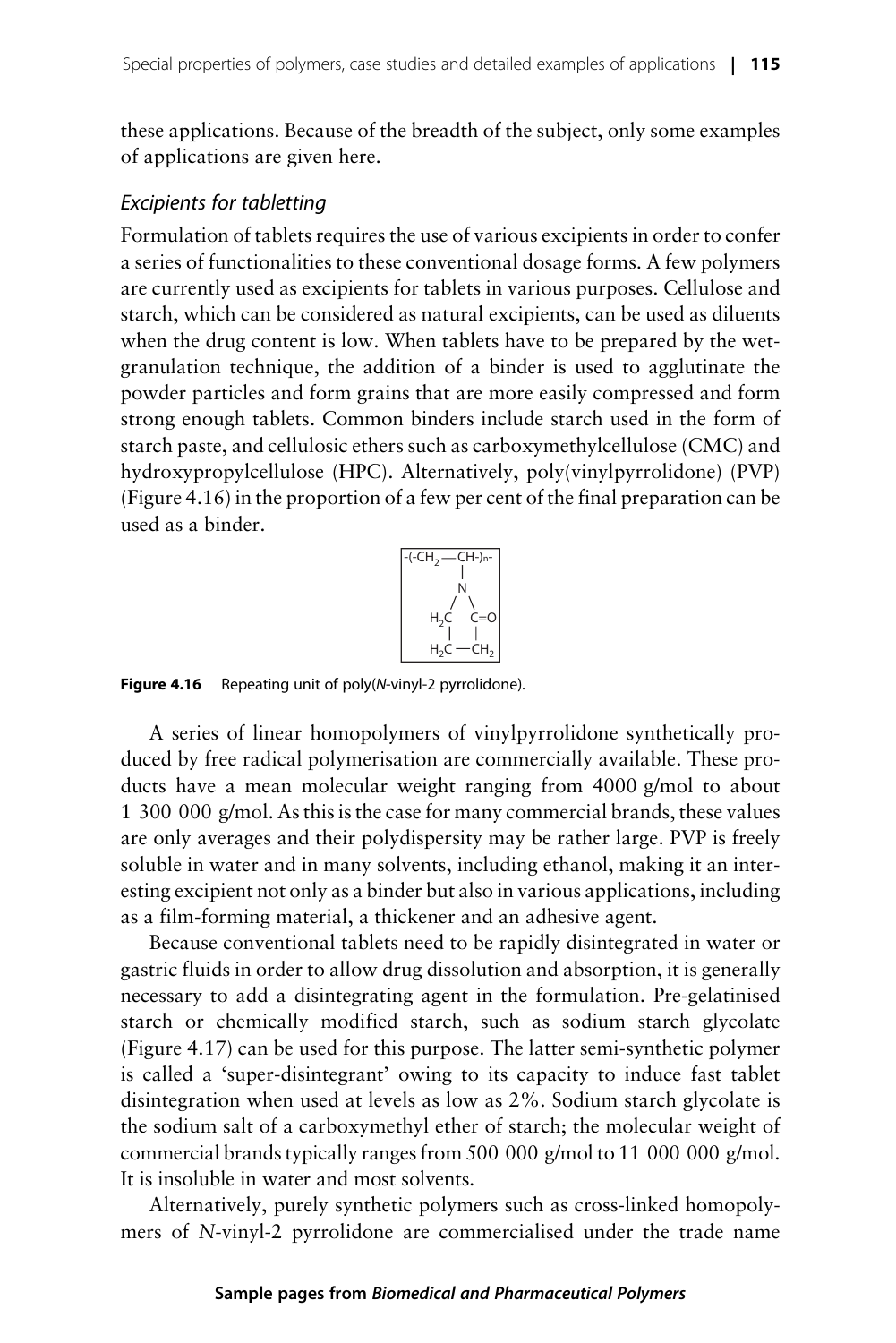these applications. Because of the breadth of the subject, only some examples of applications are given here.

### *Excipients for tabletting*

Formulation of tablets requires the use of various excipients in order to confer a series of functionalities to these conventional dosage forms. A few polymers are currently used as excipients for tablets in various purposes. Cellulose and starch, which can be considered as natural excipients, can be used as diluents when the drug content is low. When tablets have to be prepared by the wet-granulation technique, the addition of a binder is used to agglutinate the powder particles and form grains that are more easily compressed and form strong enough tablets. Common binders include starch used in the form of starch paste, and cellulosic ethers such as carboxymethylcellulose (CMC) and hydroxypropylcellulose (HPC). Alternatively, poly(vinylpyrrolidone) (PVP) (Figure 4.16) in the proportion of a few per cent of the final preparation can be used as a binder.

```
-(-CH2 — CH-)n-
          |
          N
         / \
      H2C   C=O
       |     |
      H2C — CH2
```

**Figure 4.16** Repeating unit of poly(*N*-vinyl-2 pyrrolidone).

A series of linear homopolymers of vinylpyrrolidone synthetically produced by free radical polymerisation are commercially available. These products have a mean molecular weight ranging from 4000 g/mol to about 1 300 000 g/mol. As this is the case for many commercial brands, these values are only averages and their polydispersity may be rather large. PVP is freely soluble in water and in many solvents, including ethanol, making it an interesting excipient not only as a binder but also in various applications, including as a film-forming material, a thickener and an adhesive agent.

Because conventional tablets need to be rapidly disintegrated in water or gastric fluids in order to allow drug dissolution and absorption, it is generally necessary to add a disintegrating agent in the formulation. Pre-gelatinised starch or chemically modified starch, such as sodium starch glycolate (Figure 4.17) can be used for this purpose. The latter semi-synthetic polymer is called a 'super-disintegrant' owing to its capacity to induce fast tablet disintegration when used at levels as low as 2%. Sodium starch glycolate is the sodium salt of a carboxymethyl ether of starch; the molecular weight of commercial brands typically ranges from 500 000 g/mol to 11 000 000 g/mol. It is insoluble in water and most solvents.

Alternatively, purely synthetic polymers such as cross-linked homopolymers of *N*-vinyl-2 pyrrolidone are commercialised under the trade name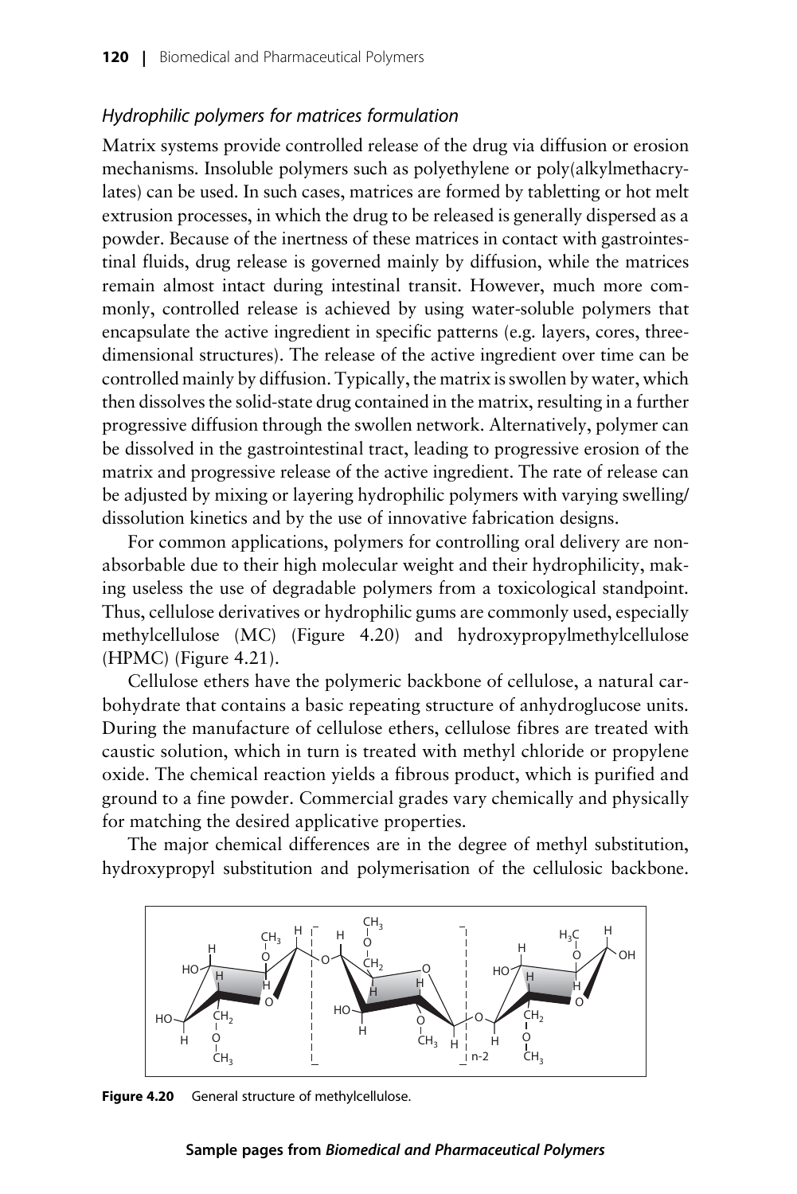### *Hydrophilic polymers for matrices formulation*

Matrix systems provide controlled release of the drug via diffusion or erosion mechanisms. Insoluble polymers such as polyethylene or poly(alkylmethacrylates) can be used. In such cases, matrices are formed by tabletting or hot melt extrusion processes, in which the drug to be released is generally dispersed as a powder. Because of the inertness of these matrices in contact with gastrointestinal fluids, drug release is governed mainly by diffusion, while the matrices remain almost intact during intestinal transit. However, much more commonly, controlled release is achieved by using water-soluble polymers that encapsulate the active ingredient in specific patterns (e.g. layers, cores, three-dimensional structures). The release of the active ingredient over time can be controlled mainly by diffusion. Typically, the matrix is swollen by water, which then dissolves the solid-state drug contained in the matrix, resulting in a further progressive diffusion through the swollen network. Alternatively, polymer can be dissolved in the gastrointestinal tract, leading to progressive erosion of the matrix and progressive release of the active ingredient. The rate of release can be adjusted by mixing or layering hydrophilic polymers with varying swelling/dissolution kinetics and by the use of innovative fabrication designs.

For common applications, polymers for controlling oral delivery are non-absorbable due to their high molecular weight and their hydrophilicity, making useless the use of degradable polymers from a toxicological standpoint. Thus, cellulose derivatives or hydrophilic gums are commonly used, especially methylcellulose (MC) (Figure 4.20) and hydroxypropylmethylcellulose (HPMC) (Figure 4.21).

Cellulose ethers have the polymeric backbone of cellulose, a natural carbohydrate that contains a basic repeating structure of anhydroglucose units. During the manufacture of cellulose ethers, cellulose fibres are treated with caustic solution, which in turn is treated with methyl chloride or propylene oxide. The chemical reaction yields a fibrous product, which is purified and ground to a fine powder. Commercial grades vary chemically and physically for matching the desired applicative properties.

The major chemical differences are in the degree of methyl substitution, hydroxypropyl substitution and polymerisation of the cellulosic backbone.

**Figure 4.20** General structure of methylcellulose.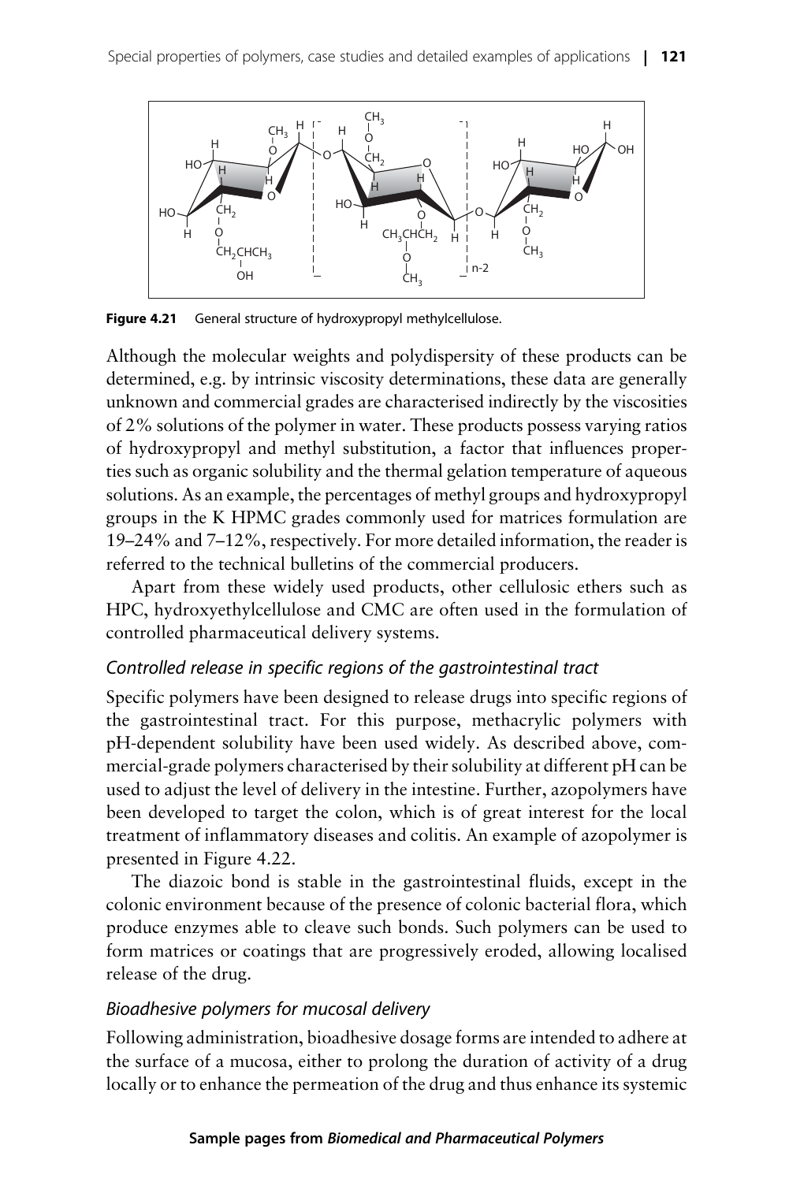**Figure 4.21** General structure of hydroxypropyl methylcellulose.

Although the molecular weights and polydispersity of these products can be determined, e.g. by intrinsic viscosity determinations, these data are generally unknown and commercial grades are characterised indirectly by the viscosities of 2% solutions of the polymer in water. These products possess varying ratios of hydroxypropyl and methyl substitution, a factor that influences properties such as organic solubility and the thermal gelation temperature of aqueous solutions. As an example, the percentages of methyl groups and hydroxypropyl groups in the K HPMC grades commonly used for matrices formulation are 19–24% and 7–12%, respectively. For more detailed information, the reader is referred to the technical bulletins of the commercial producers.

Apart from these widely used products, other cellulosic ethers such as HPC, hydroxyethylcellulose and CMC are often used in the formulation of controlled pharmaceutical delivery systems.

### *Controlled release in specific regions of the gastrointestinal tract*

Specific polymers have been designed to release drugs into specific regions of the gastrointestinal tract. For this purpose, methacrylic polymers with pH-dependent solubility have been used widely. As described above, commercial-grade polymers characterised by their solubility at different pH can be used to adjust the level of delivery in the intestine. Further, azopolymers have been developed to target the colon, which is of great interest for the local treatment of inflammatory diseases and colitis. An example of azopolymer is presented in Figure 4.22.

The diazoic bond is stable in the gastrointestinal fluids, except in the colonic environment because of the presence of colonic bacterial flora, which produce enzymes able to cleave such bonds. Such polymers can be used to form matrices or coatings that are progressively eroded, allowing localised release of the drug.

### *Bioadhesive polymers for mucosal delivery*

Following administration, bioadhesive dosage forms are intended to adhere at the surface of a mucosa, either to prolong the duration of activity of a drug locally or to enhance the permeation of the drug and thus enhance its systemic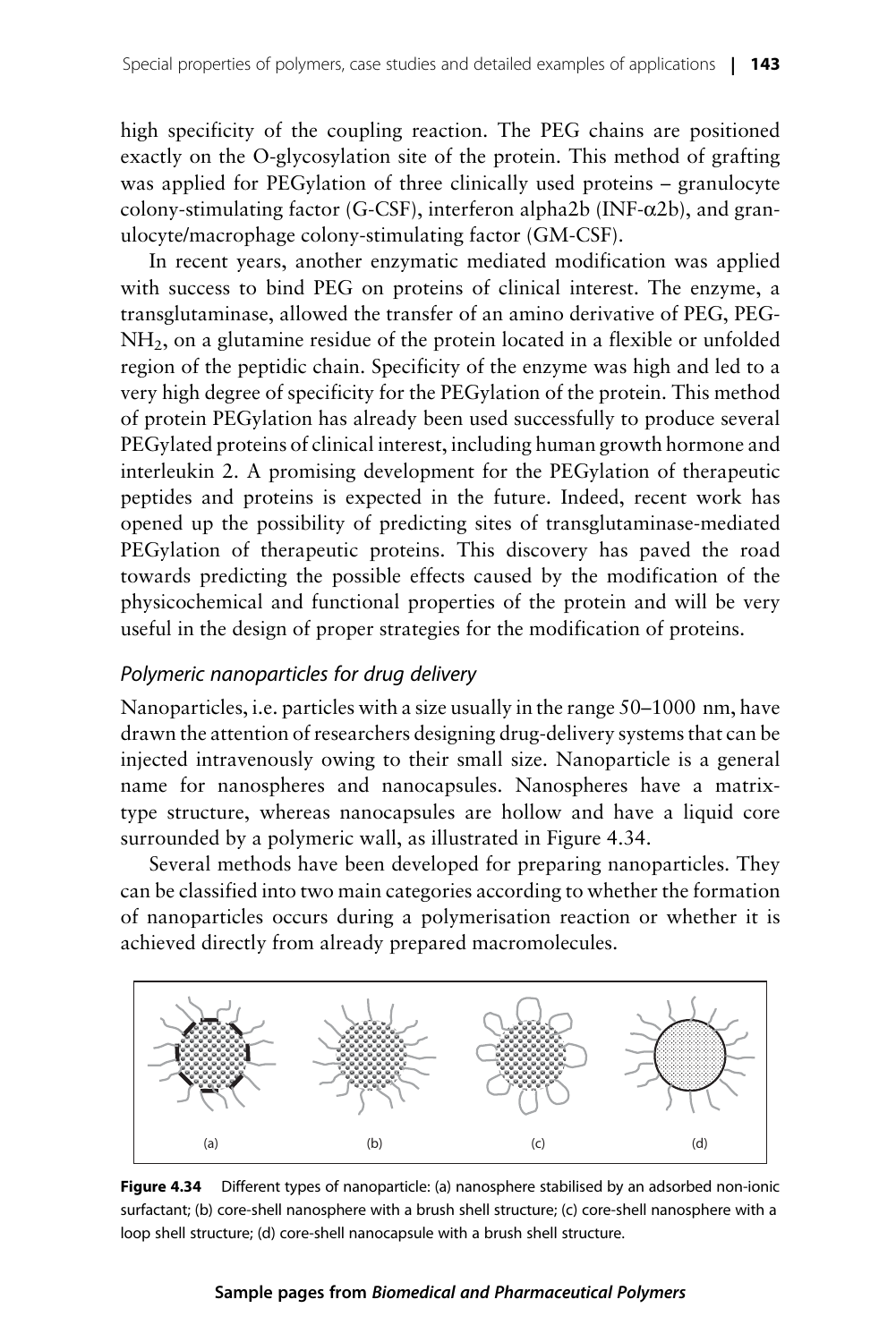high specificity of the coupling reaction. The PEG chains are positioned exactly on the O-glycosylation site of the protein. This method of grafting was applied for PEGylation of three clinically used proteins – granulocyte colony-stimulating factor (G-CSF), interferon alpha2b (INF-$\alpha$2b), and granulocyte/macrophage colony-stimulating factor (GM-CSF).

In recent years, another enzymatic mediated modification was applied with success to bind PEG on proteins of clinical interest. The enzyme, a transglutaminase, allowed the transfer of an amino derivative of PEG, PEG-$NH_2$, on a glutamine residue of the protein located in a flexible or unfolded region of the peptidic chain. Specificity of the enzyme was high and led to a very high degree of specificity for the PEGylation of the protein. This method of protein PEGylation has already been used successfully to produce several PEGylated proteins of clinical interest, including human growth hormone and interleukin 2. A promising development for the PEGylation of therapeutic peptides and proteins is expected in the future. Indeed, recent work has opened up the possibility of predicting sites of transglutaminase-mediated PEGylation of therapeutic proteins. This discovery has paved the road towards predicting the possible effects caused by the modification of the physicochemical and functional properties of the protein and will be very useful in the design of proper strategies for the modification of proteins.

### *Polymeric nanoparticles for drug delivery*

Nanoparticles, i.e. particles with a size usually in the range 50–1000 nm, have drawn the attention of researchers designing drug-delivery systems that can be injected intravenously owing to their small size. Nanoparticle is a general name for nanospheres and nanocapsules. Nanospheres have a matrix-type structure, whereas nanocapsules are hollow and have a liquid core surrounded by a polymeric wall, as illustrated in Figure 4.34.

Several methods have been developed for preparing nanoparticles. They can be classified into two main categories according to whether the formation of nanoparticles occurs during a polymerisation reaction or whether it is achieved directly from already prepared macromolecules.

**Figure 4.34** Different types of nanoparticle: (a) nanosphere stabilised by an adsorbed non-ionic surfactant; (b) core-shell nanosphere with a brush shell structure; (c) core-shell nanosphere with a loop shell structure; (d) core-shell nanocapsule with a brush shell structure.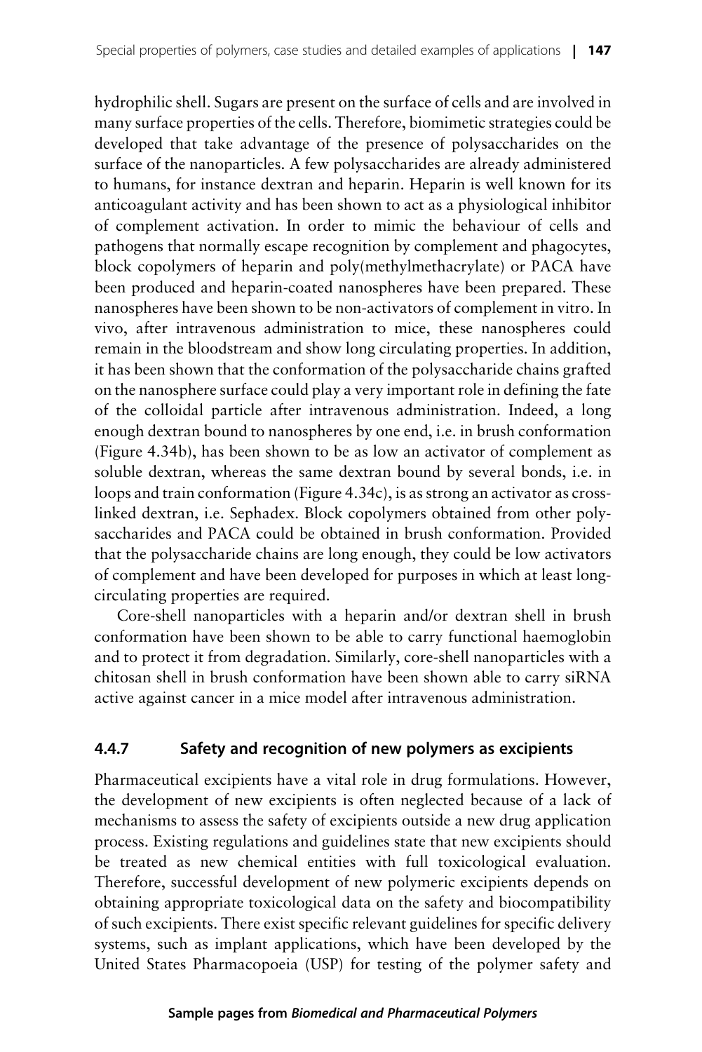hydrophilic shell. Sugars are present on the surface of cells and are involved in many surface properties of the cells. Therefore, biomimetic strategies could be developed that take advantage of the presence of polysaccharides on the surface of the nanoparticles. A few polysaccharides are already administered to humans, for instance dextran and heparin. Heparin is well known for its anticoagulant activity and has been shown to act as a physiological inhibitor of complement activation. In order to mimic the behaviour of cells and pathogens that normally escape recognition by complement and phagocytes, block copolymers of heparin and poly(methylmethacrylate) or PACA have been produced and heparin-coated nanospheres have been prepared. These nanospheres have been shown to be non-activators of complement in vitro. In vivo, after intravenous administration to mice, these nanospheres could remain in the bloodstream and show long circulating properties. In addition, it has been shown that the conformation of the polysaccharide chains grafted on the nanosphere surface could play a very important role in defining the fate of the colloidal particle after intravenous administration. Indeed, a long enough dextran bound to nanospheres by one end, i.e. in brush conformation (Figure 4.34b), has been shown to be as low an activator of complement as soluble dextran, whereas the same dextran bound by several bonds, i.e. in loops and train conformation (Figure 4.34c), is as strong an activator as cross-linked dextran, i.e. Sephadex. Block copolymers obtained from other polysaccharides and PACA could be obtained in brush conformation. Provided that the polysaccharide chains are long enough, they could be low activators of complement and have been developed for purposes in which at least long-circulating properties are required.

Core-shell nanoparticles with a heparin and/or dextran shell in brush conformation have been shown to be able to carry functional haemoglobin and to protect it from degradation. Similarly, core-shell nanoparticles with a chitosan shell in brush conformation have been shown able to carry siRNA active against cancer in a mice model after intravenous administration.

### 4.4.7 Safety and recognition of new polymers as excipients

Pharmaceutical excipients have a vital role in drug formulations. However, the development of new excipients is often neglected because of a lack of mechanisms to assess the safety of excipients outside a new drug application process. Existing regulations and guidelines state that new excipients should be treated as new chemical entities with full toxicological evaluation. Therefore, successful development of new polymeric excipients depends on obtaining appropriate toxicological data on the safety and biocompatibility of such excipients. There exist specific relevant guidelines for specific delivery systems, such as implant applications, which have been developed by the United States Pharmacopoeia (USP) for testing of the polymer safety and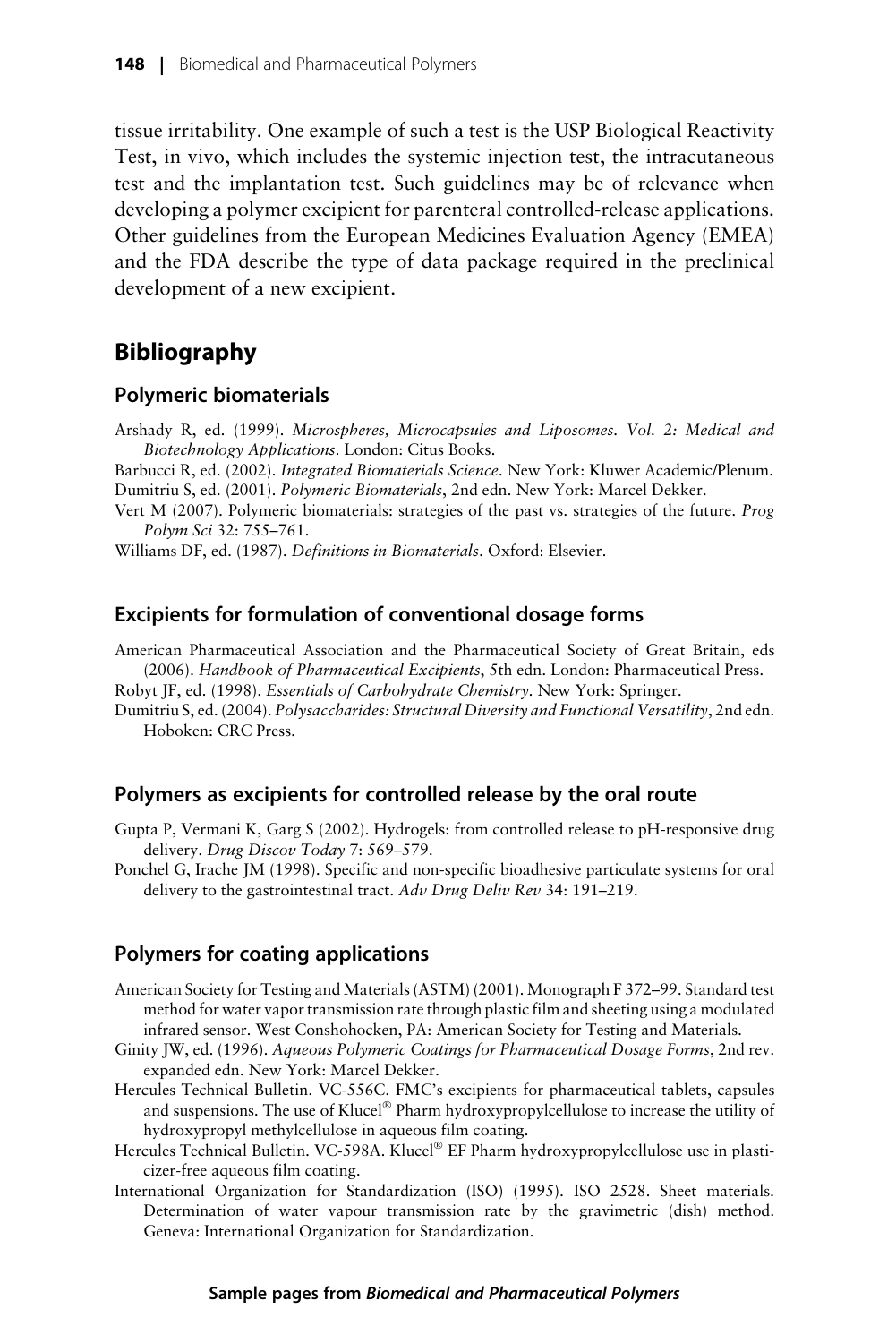tissue irritability. One example of such a test is the USP Biological Reactivity Test, in vivo, which includes the systemic injection test, the intracutaneous test and the implantation test. Such guidelines may be of relevance when developing a polymer excipient for parenteral controlled-release applications. Other guidelines from the European Medicines Evaluation Agency (EMEA) and the FDA describe the type of data package required in the preclinical development of a new excipient.

## Bibliography

### Polymeric biomaterials

Arshady R, ed. (1999). *Microspheres, Microcapsules and Liposomes. Vol. 2: Medical and Biotechnology Applications*. London: Citus Books.

Barbucci R, ed. (2002). *Integrated Biomaterials Science*. New York: Kluwer Academic/Plenum.

Dumitriu S, ed. (2001). *Polymeric Biomaterials*, 2nd edn. New York: Marcel Dekker.

Vert M (2007). Polymeric biomaterials: strategies of the past vs. strategies of the future. *Prog Polym Sci* 32: 755–761.

Williams DF, ed. (1987). *Definitions in Biomaterials*. Oxford: Elsevier.

### Excipients for formulation of conventional dosage forms

American Pharmaceutical Association and the Pharmaceutical Society of Great Britain, eds (2006). *Handbook of Pharmaceutical Excipients*, 5th edn. London: Pharmaceutical Press.

Robyt JF, ed. (1998). *Essentials of Carbohydrate Chemistry*. New York: Springer.

Dumitriu S, ed. (2004). *Polysaccharides: Structural Diversity and Functional Versatility*, 2nd edn. Hoboken: CRC Press.

### Polymers as excipients for controlled release by the oral route

Gupta P, Vermani K, Garg S (2002). Hydrogels: from controlled release to pH-responsive drug delivery. *Drug Discov Today* 7: 569–579.

Ponchel G, Irache JM (1998). Specific and non-specific bioadhesive particulate systems for oral delivery to the gastrointestinal tract. *Adv Drug Deliv Rev* 34: 191–219.

### Polymers for coating applications

American Society for Testing and Materials (ASTM) (2001). Monograph F 372–99. Standard test method for water vapor transmission rate through plastic film and sheeting using a modulated infrared sensor. West Conshohocken, PA: American Society for Testing and Materials.

Ginity JW, ed. (1996). *Aqueous Polymeric Coatings for Pharmaceutical Dosage Forms*, 2nd rev. expanded edn. New York: Marcel Dekker.

Hercules Technical Bulletin. VC-556C. FMC's excipients for pharmaceutical tablets, capsules and suspensions. The use of Klucel® Pharm hydroxypropylcellulose to increase the utility of hydroxypropyl methylcellulose in aqueous film coating.

Hercules Technical Bulletin. VC-598A. Klucel® EF Pharm hydroxypropylcellulose use in plasticizer-free aqueous film coating.

International Organization for Standardization (ISO) (1995). ISO 2528. Sheet materials. Determination of water vapour transmission rate by the gravimetric (dish) method. Geneva: International Organization for Standardization.

**Sample pages from *Biomedical and Pharmaceutical Polymers***